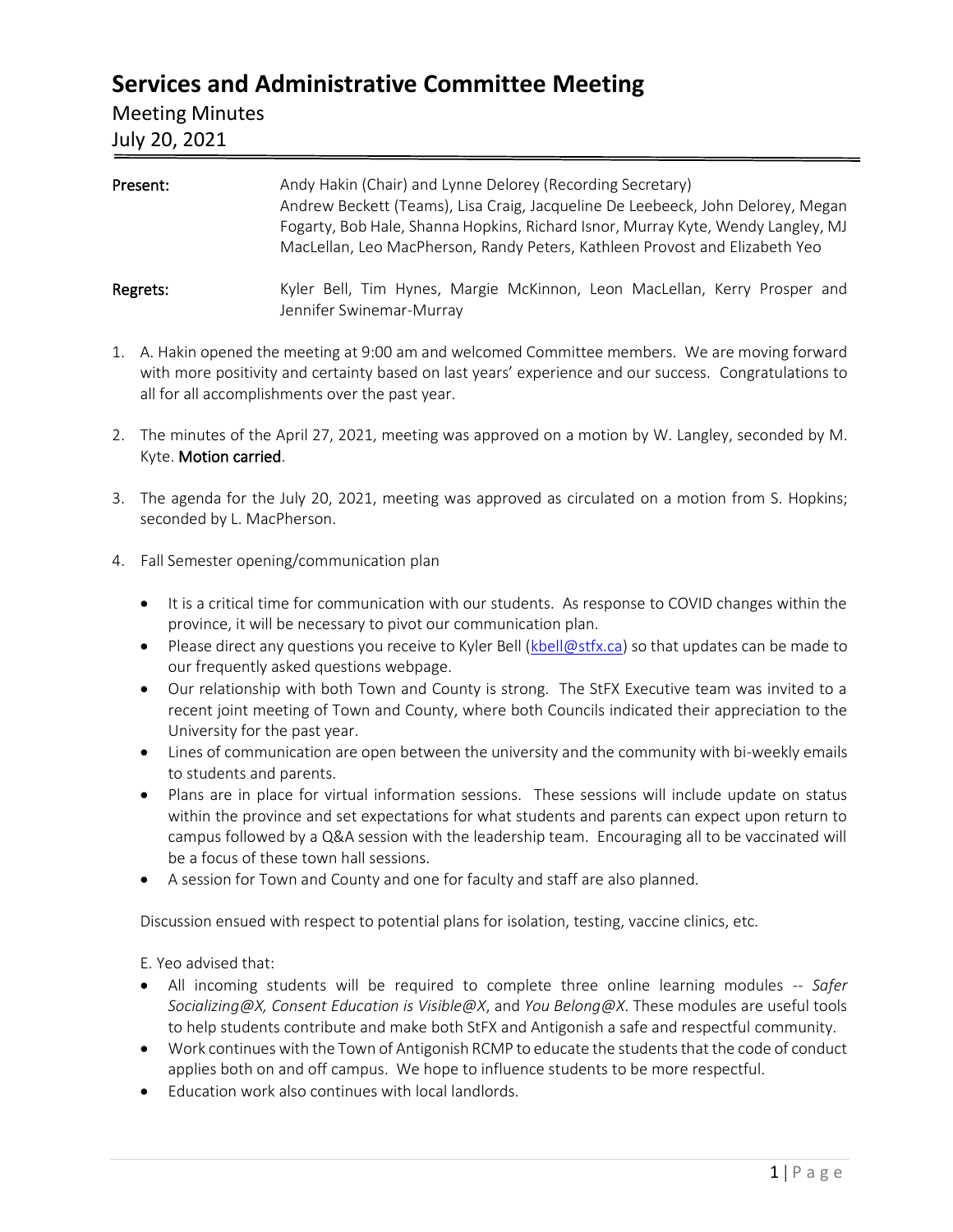# Services and Administrative Committee Meeting

## Meeting Minutes

## July 20, 2021

| | |
|---|---|
| **Present:** | Andy Hakin (Chair) and Lynne Delorey (Recording Secretary) Andrew Beckett (Teams), Lisa Craig, Jacqueline De Leebeeck, John Delorey, Megan Fogarty, Bob Hale, Shanna Hopkins, Richard Isnor, Murray Kyte, Wendy Langley, MJ MacLellan, Leo MacPherson, Randy Peters, Kathleen Provost and Elizabeth Yeo |
| **Regrets:** | Kyler Bell, Tim Hynes, Margie McKinnon, Leon MacLellan, Kerry Prosper and Jennifer Swinemar-Murray |

1. A. Hakin opened the meeting at 9:00 am and welcomed Committee members. We are moving forward with more positivity and certainty based on last years' experience and our success. Congratulations to all for all accomplishments over the past year.

2. The minutes of the April 27, 2021, meeting was approved on a motion by W. Langley, seconded by M. Kyte. **Motion carried**.

3. The agenda for the July 20, 2021, meeting was approved as circulated on a motion from S. Hopkins; seconded by L. MacPherson.

4. Fall Semester opening/communication plan

   - It is a critical time for communication with our students. As response to COVID changes within the province, it will be necessary to pivot our communication plan.
   - Please direct any questions you receive to Kyler Bell (kbell@stfx.ca) so that updates can be made to our frequently asked questions webpage.
   - Our relationship with both Town and County is strong. The StFX Executive team was invited to a recent joint meeting of Town and County, where both Councils indicated their appreciation to the University for the past year.
   - Lines of communication are open between the university and the community with bi-weekly emails to students and parents.
   - Plans are in place for virtual information sessions. These sessions will include update on status within the province and set expectations for what students and parents can expect upon return to campus followed by a Q&A session with the leadership team. Encouraging all to be vaccinated will be a focus of these town hall sessions.
   - A session for Town and County and one for faculty and staff are also planned.

   Discussion ensued with respect to potential plans for isolation, testing, vaccine clinics, etc.

   E. Yeo advised that:

   - All incoming students will be required to complete three online learning modules -- *Safer Socializing@X, Consent Education is Visible@X*, and *You Belong@X*. These modules are useful tools to help students contribute and make both StFX and Antigonish a safe and respectful community.
   - Work continues with the Town of Antigonish RCMP to educate the students that the code of conduct applies both on and off campus. We hope to influence students to be more respectful.
   - Education work also continues with local landlords.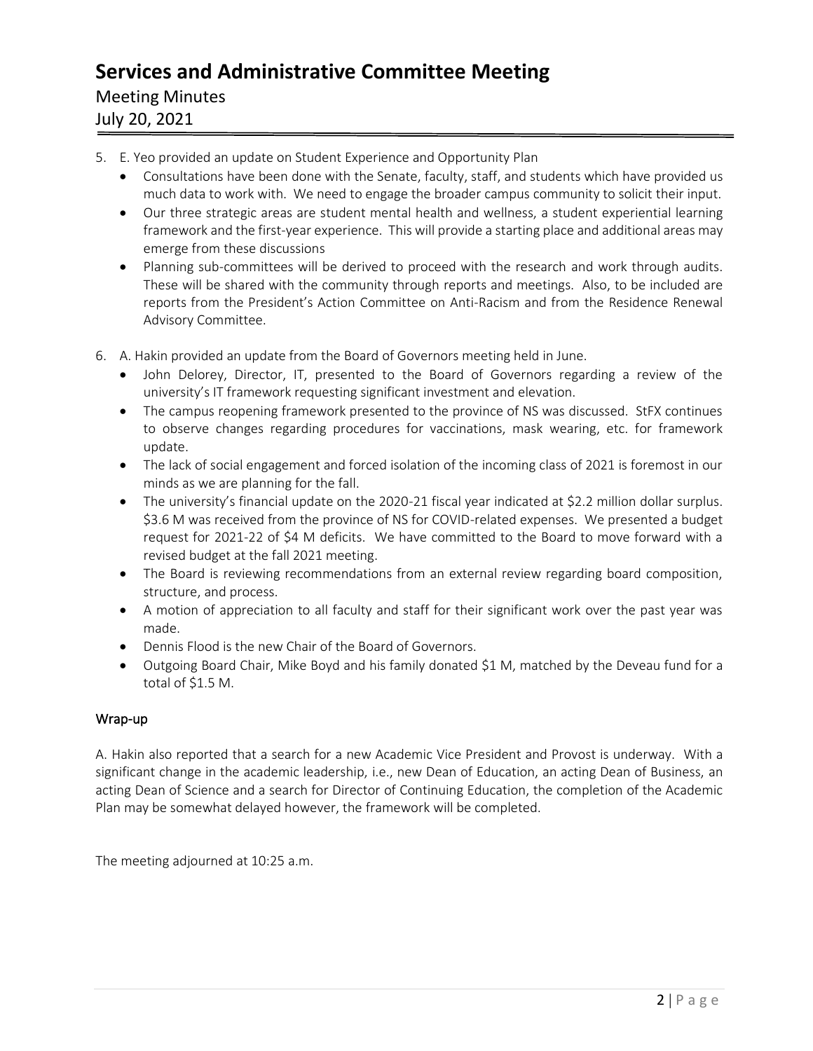# Services and Administrative Committee Meeting

## Meeting Minutes

## July 20, 2021

5. E. Yeo provided an update on Student Experience and Opportunity Plan
   - Consultations have been done with the Senate, faculty, staff, and students which have provided us much data to work with. We need to engage the broader campus community to solicit their input.
   - Our three strategic areas are student mental health and wellness, a student experiential learning framework and the first-year experience. This will provide a starting place and additional areas may emerge from these discussions
   - Planning sub-committees will be derived to proceed with the research and work through audits. These will be shared with the community through reports and meetings. Also, to be included are reports from the President's Action Committee on Anti-Racism and from the Residence Renewal Advisory Committee.

6. A. Hakin provided an update from the Board of Governors meeting held in June.
   - John Delorey, Director, IT, presented to the Board of Governors regarding a review of the university's IT framework requesting significant investment and elevation.
   - The campus reopening framework presented to the province of NS was discussed. StFX continues to observe changes regarding procedures for vaccinations, mask wearing, etc. for framework update.
   - The lack of social engagement and forced isolation of the incoming class of 2021 is foremost in our minds as we are planning for the fall.
   - The university's financial update on the 2020-21 fiscal year indicated at $2.2 million dollar surplus. $3.6 M was received from the province of NS for COVID-related expenses. We presented a budget request for 2021-22 of $4 M deficits. We have committed to the Board to move forward with a revised budget at the fall 2021 meeting.
   - The Board is reviewing recommendations from an external review regarding board composition, structure, and process.
   - A motion of appreciation to all faculty and staff for their significant work over the past year was made.
   - Dennis Flood is the new Chair of the Board of Governors.
   - Outgoing Board Chair, Mike Boyd and his family donated $1 M, matched by the Deveau fund for a total of $1.5 M.

### Wrap-up

A. Hakin also reported that a search for a new Academic Vice President and Provost is underway. With a significant change in the academic leadership, i.e., new Dean of Education, an acting Dean of Business, an acting Dean of Science and a search for Director of Continuing Education, the completion of the Academic Plan may be somewhat delayed however, the framework will be completed.

The meeting adjourned at 10:25 a.m.